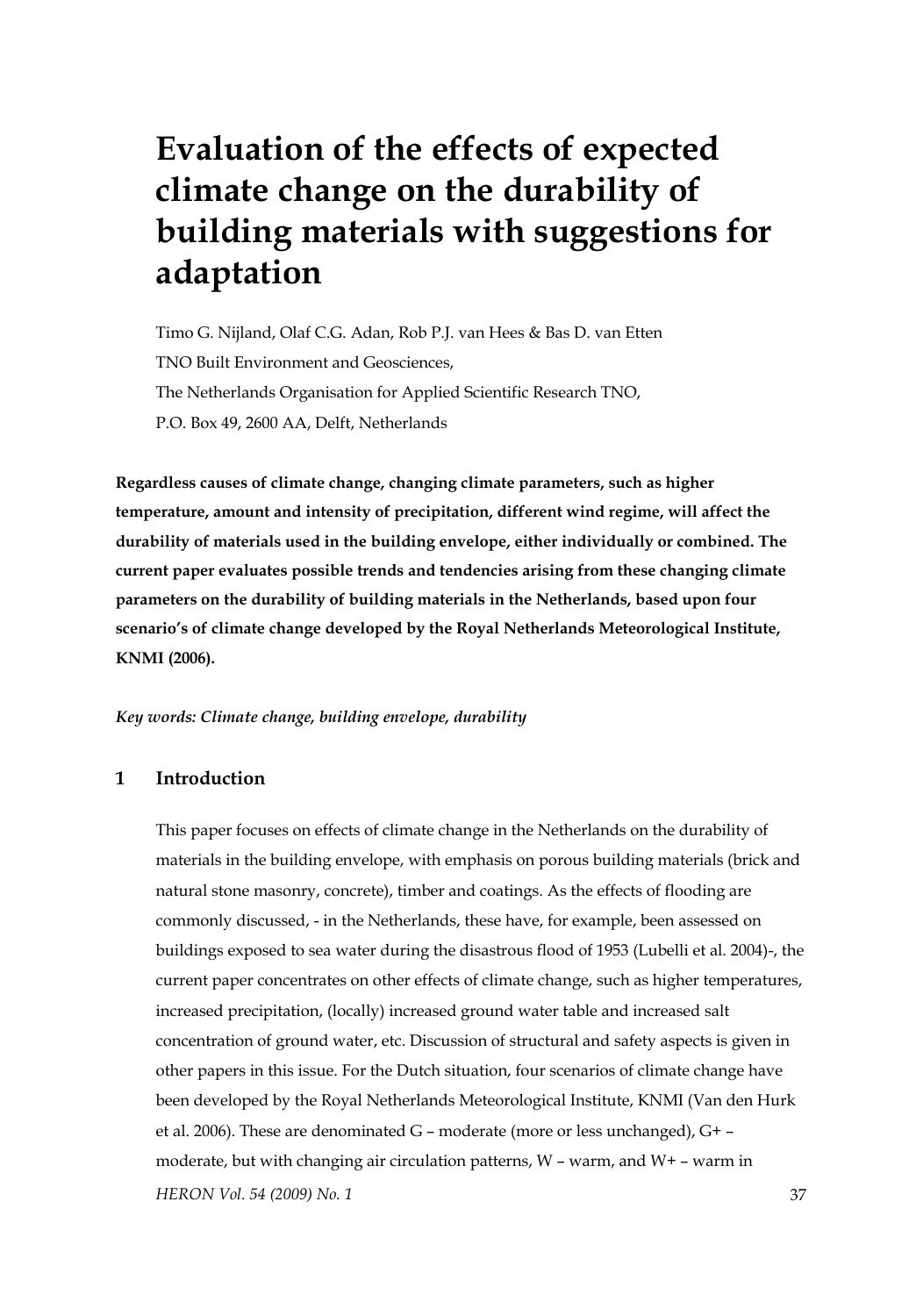# Evaluation of the effects of expected climate change on the durability of building materials with suggestions for adaptation

Timo G. Nijland, Olaf C.G. Adan, Rob P.J. van Hees & Bas D. van Etten

TNO Built Environment and Geosciences,

The Netherlands Organisation for Applied Scientific Research TNO,

P.O. Box 49, 2600 AA, Delft, Netherlands

**Regardless causes of climate change, changing climate parameters, such as higher temperature, amount and intensity of precipitation, different wind regime, will affect the durability of materials used in the building envelope, either individually or combined. The current paper evaluates possible trends and tendencies arising from these changing climate parameters on the durability of building materials in the Netherlands, based upon four scenario's of climate change developed by the Royal Netherlands Meteorological Institute, KNMI (2006).**

***Key words: Climate change, building envelope, durability***

## 1 Introduction

This paper focuses on effects of climate change in the Netherlands on the durability of materials in the building envelope, with emphasis on porous building materials (brick and natural stone masonry, concrete), timber and coatings. As the effects of flooding are commonly discussed, - in the Netherlands, these have, for example, been assessed on buildings exposed to sea water during the disastrous flood of 1953 (Lubelli et al. 2004)-, the current paper concentrates on other effects of climate change, such as higher temperatures, increased precipitation, (locally) increased ground water table and increased salt concentration of ground water, etc. Discussion of structural and safety aspects is given in other papers in this issue. For the Dutch situation, four scenarios of climate change have been developed by the Royal Netherlands Meteorological Institute, KNMI (Van den Hurk et al. 2006). These are denominated G – moderate (more or less unchanged), G+ – moderate, but with changing air circulation patterns, W – warm, and W+ – warm in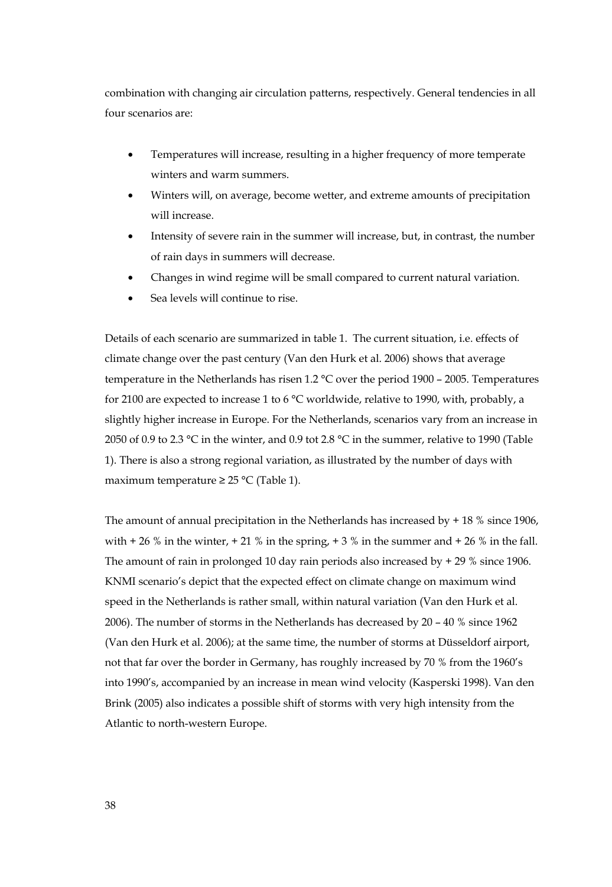combination with changing air circulation patterns, respectively. General tendencies in all four scenarios are:

- Temperatures will increase, resulting in a higher frequency of more temperate winters and warm summers.
- Winters will, on average, become wetter, and extreme amounts of precipitation will increase.
- Intensity of severe rain in the summer will increase, but, in contrast, the number of rain days in summers will decrease.
- Changes in wind regime will be small compared to current natural variation.
- Sea levels will continue to rise.

Details of each scenario are summarized in table 1. The current situation, i.e. effects of climate change over the past century (Van den Hurk et al. 2006) shows that average temperature in the Netherlands has risen 1.2 °C over the period 1900 – 2005. Temperatures for 2100 are expected to increase 1 to 6 °C worldwide, relative to 1990, with, probably, a slightly higher increase in Europe. For the Netherlands, scenarios vary from an increase in 2050 of 0.9 to 2.3 °C in the winter, and 0.9 tot 2.8 °C in the summer, relative to 1990 (Table 1). There is also a strong regional variation, as illustrated by the number of days with maximum temperature ≥ 25 °C (Table 1).

The amount of annual precipitation in the Netherlands has increased by + 18 % since 1906, with + 26 % in the winter, + 21 % in the spring, + 3 % in the summer and + 26 % in the fall. The amount of rain in prolonged 10 day rain periods also increased by + 29 % since 1906. KNMI scenario's depict that the expected effect on climate change on maximum wind speed in the Netherlands is rather small, within natural variation (Van den Hurk et al. 2006). The number of storms in the Netherlands has decreased by 20 – 40 % since 1962 (Van den Hurk et al. 2006); at the same time, the number of storms at Düsseldorf airport, not that far over the border in Germany, has roughly increased by 70 % from the 1960's into 1990's, accompanied by an increase in mean wind velocity (Kasperski 1998). Van den Brink (2005) also indicates a possible shift of storms with very high intensity from the Atlantic to north-western Europe.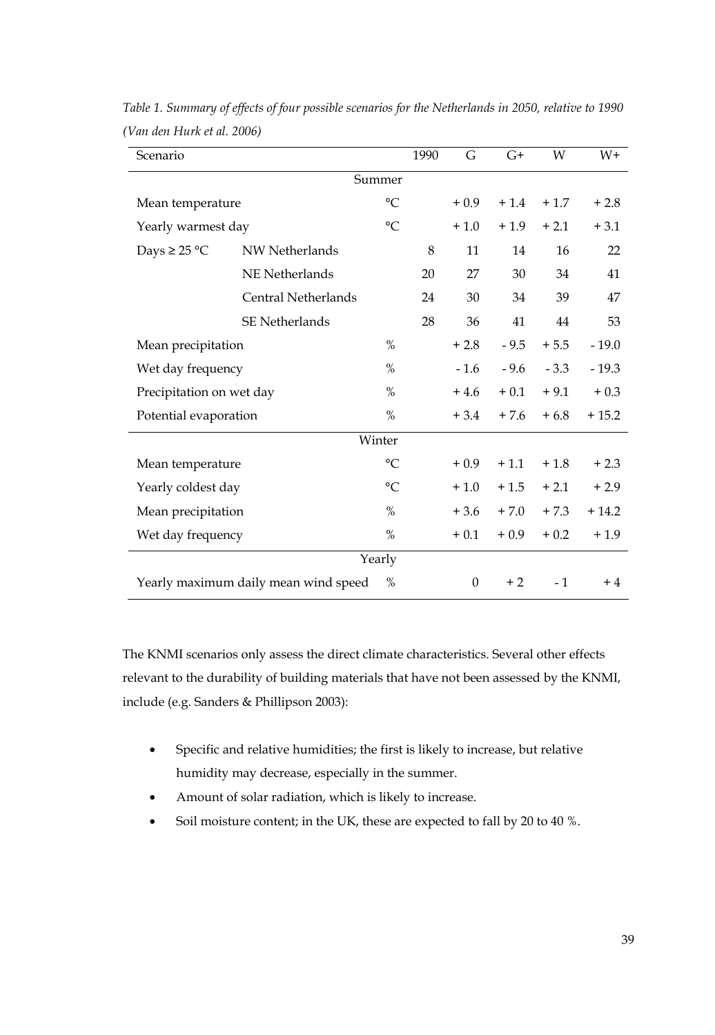*Table 1. Summary of effects of four possible scenarios for the Netherlands in 2050, relative to 1990 (Van den Hurk et al. 2006)*

| Scenario | | | 1990 | G | G+ | W | W+ |
|---|---|---|---|---|---|---|---|
| | | **Summer** | | | | | |
| Mean temperature | | °C | | + 0.9 | + 1.4 | + 1.7 | + 2.8 |
| Yearly warmest day | | °C | | + 1.0 | + 1.9 | + 2.1 | + 3.1 |
| Days ≥ 25 °C | NW Netherlands | | 8 | 11 | 14 | 16 | 22 |
| | NE Netherlands | | 20 | 27 | 30 | 34 | 41 |
| | Central Netherlands | | 24 | 30 | 34 | 39 | 47 |
| | SE Netherlands | | 28 | 36 | 41 | 44 | 53 |
| Mean precipitation | | % | | + 2.8 | - 9.5 | + 5.5 | - 19.0 |
| Wet day frequency | | % | | - 1.6 | - 9.6 | - 3.3 | - 19.3 |
| Precipitation on wet day | | % | | + 4.6 | + 0.1 | + 9.1 | + 0.3 |
| Potential evaporation | | % | | + 3.4 | + 7.6 | + 6.8 | + 15.2 |
| | | **Winter** | | | | | |
| Mean temperature | | °C | | + 0.9 | + 1.1 | + 1.8 | + 2.3 |
| Yearly coldest day | | °C | | + 1.0 | + 1.5 | + 2.1 | + 2.9 |
| Mean precipitation | | % | | + 3.6 | + 7.0 | + 7.3 | + 14.2 |
| Wet day frequency | | % | | + 0.1 | + 0.9 | + 0.2 | + 1.9 |
| | | **Yearly** | | | | | |
| Yearly maximum daily mean wind speed | | % | | 0 | + 2 | - 1 | + 4 |

The KNMI scenarios only assess the direct climate characteristics. Several other effects relevant to the durability of building materials that have not been assessed by the KNMI, include (e.g. Sanders & Phillipson 2003):

- Specific and relative humidities; the first is likely to increase, but relative humidity may decrease, especially in the summer.
- Amount of solar radiation, which is likely to increase.
- Soil moisture content; in the UK, these are expected to fall by 20 to 40 %.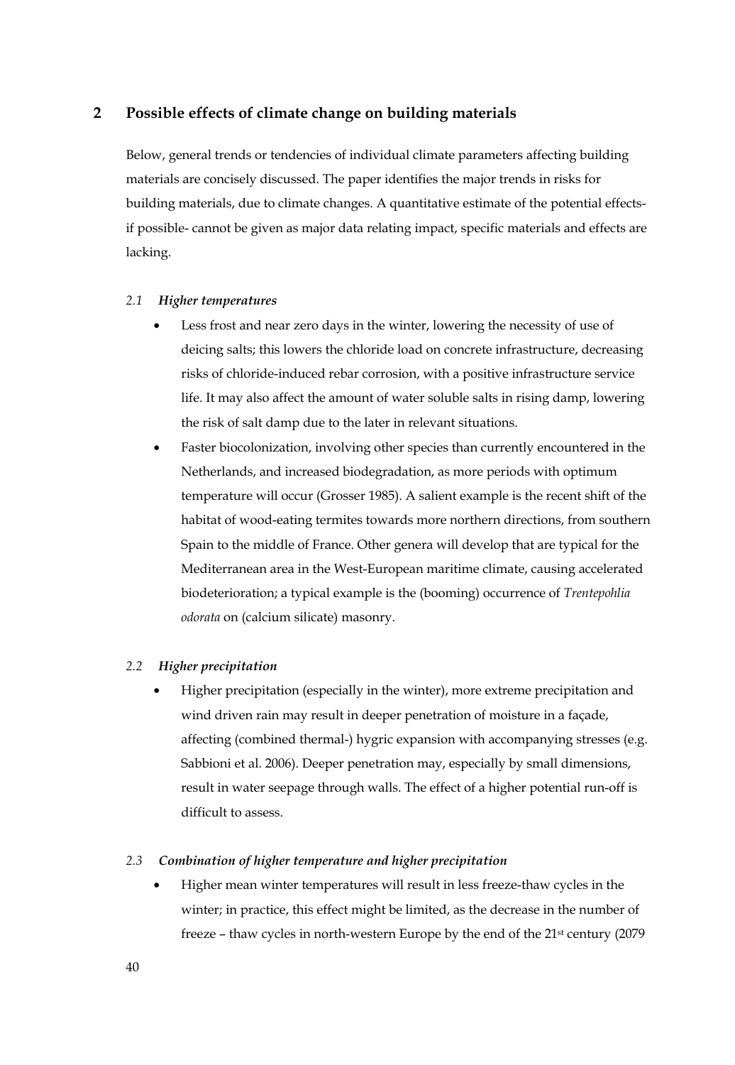## 2 Possible effects of climate change on building materials

Below, general trends or tendencies of individual climate parameters affecting building materials are concisely discussed. The paper identifies the major trends in risks for building materials, due to climate changes. A quantitative estimate of the potential effects- if possible- cannot be given as major data relating impact, specific materials and effects are lacking.

### *2.1 Higher temperatures*

- Less frost and near zero days in the winter, lowering the necessity of use of deicing salts; this lowers the chloride load on concrete infrastructure, decreasing risks of chloride-induced rebar corrosion, with a positive infrastructure service life. It may also affect the amount of water soluble salts in rising damp, lowering the risk of salt damp due to the later in relevant situations.
- Faster biocolonization, involving other species than currently encountered in the Netherlands, and increased biodegradation, as more periods with optimum temperature will occur (Grosser 1985). A salient example is the recent shift of the habitat of wood-eating termites towards more northern directions, from southern Spain to the middle of France. Other genera will develop that are typical for the Mediterranean area in the West-European maritime climate, causing accelerated biodeterioration; a typical example is the (booming) occurrence of *Trentepohlia odorata* on (calcium silicate) masonry.

### *2.2 Higher precipitation*

- Higher precipitation (especially in the winter), more extreme precipitation and wind driven rain may result in deeper penetration of moisture in a façade, affecting (combined thermal-) hygric expansion with accompanying stresses (e.g. Sabbioni et al. 2006). Deeper penetration may, especially by small dimensions, result in water seepage through walls. The effect of a higher potential run-off is difficult to assess.

### *2.3 Combination of higher temperature and higher precipitation*

- Higher mean winter temperatures will result in less freeze-thaw cycles in the winter; in practice, this effect might be limited, as the decrease in the number of freeze – thaw cycles in north-western Europe by the end of the 21st century (2079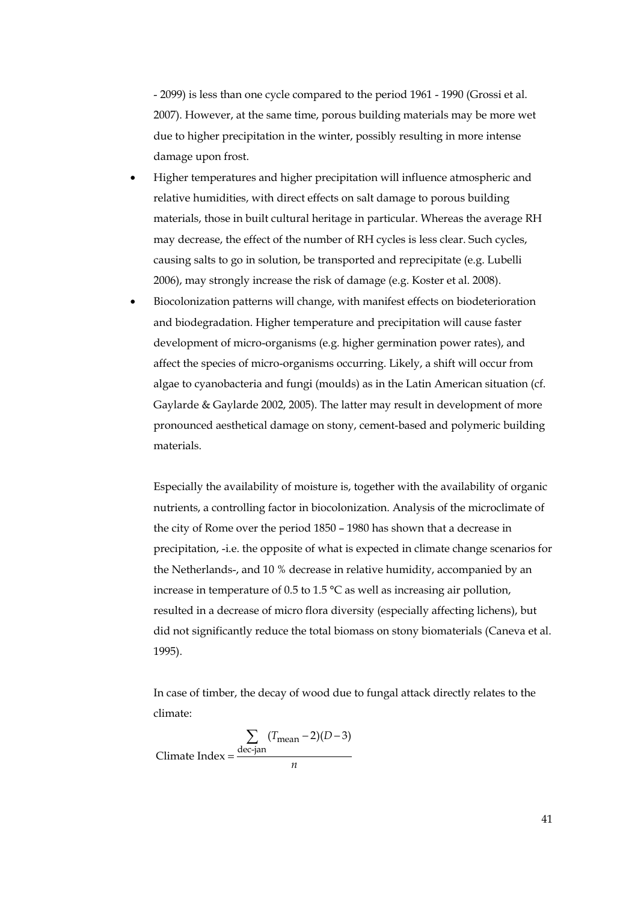- 2099) is less than one cycle compared to the period 1961 - 1990 (Grossi et al. 2007). However, at the same time, porous building materials may be more wet due to higher precipitation in the winter, possibly resulting in more intense damage upon frost.

- Higher temperatures and higher precipitation will influence atmospheric and relative humidities, with direct effects on salt damage to porous building materials, those in built cultural heritage in particular. Whereas the average RH may decrease, the effect of the number of RH cycles is less clear. Such cycles, causing salts to go in solution, be transported and reprecipitate (e.g. Lubelli 2006), may strongly increase the risk of damage (e.g. Koster et al. 2008).
- Biocolonization patterns will change, with manifest effects on biodeterioration and biodegradation. Higher temperature and precipitation will cause faster development of micro-organisms (e.g. higher germination power rates), and affect the species of micro-organisms occurring. Likely, a shift will occur from algae to cyanobacteria and fungi (moulds) as in the Latin American situation (cf. Gaylarde & Gaylarde 2002, 2005). The latter may result in development of more pronounced aesthetical damage on stony, cement-based and polymeric building materials.

Especially the availability of moisture is, together with the availability of organic nutrients, a controlling factor in biocolonization. Analysis of the microclimate of the city of Rome over the period 1850 – 1980 has shown that a decrease in precipitation, -i.e. the opposite of what is expected in climate change scenarios for the Netherlands-, and 10 % decrease in relative humidity, accompanied by an increase in temperature of 0.5 to 1.5 °C as well as increasing air pollution, resulted in a decrease of micro flora diversity (especially affecting lichens), but did not significantly reduce the total biomass on stony biomaterials (Caneva et al. 1995).

In case of timber, the decay of wood due to fungal attack directly relates to the climate:

$$\text{Climate Index} = \frac{\sum_{\text{dec-jan}} (T_{\text{mean}} - 2)(D - 3)}{n}$$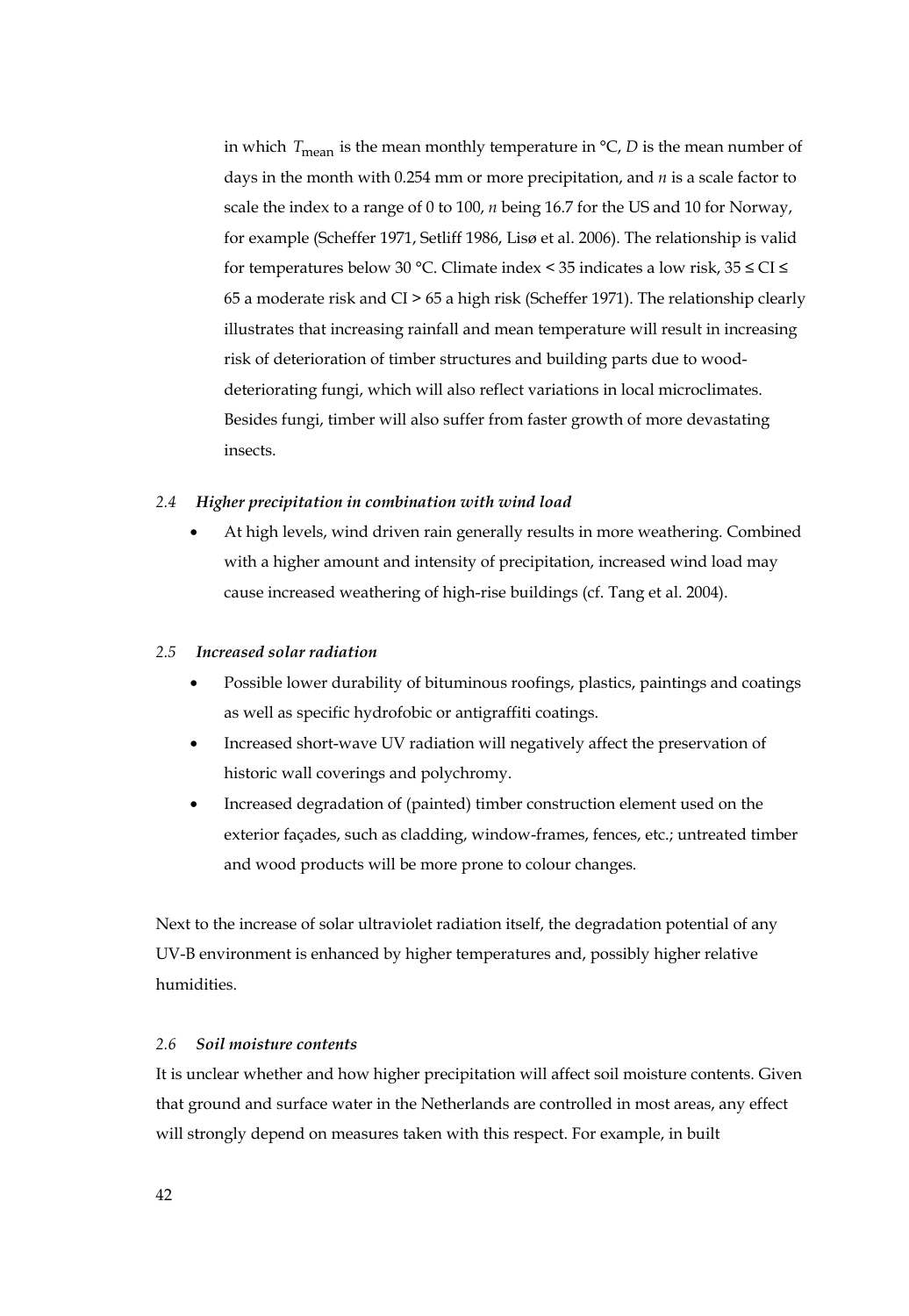in which $T_{mean}$ is the mean monthly temperature in °C, $D$ is the mean number of days in the month with 0.254 mm or more precipitation, and $n$ is a scale factor to scale the index to a range of 0 to 100, $n$ being 16.7 for the US and 10 for Norway, for example (Scheffer 1971, Setliff 1986, Lisø et al. 2006). The relationship is valid for temperatures below 30 °C. Climate index < 35 indicates a low risk, 35 ≤ CI ≤ 65 a moderate risk and CI > 65 a high risk (Scheffer 1971). The relationship clearly illustrates that increasing rainfall and mean temperature will result in increasing risk of deterioration of timber structures and building parts due to wood-deteriorating fungi, which will also reflect variations in local microclimates. Besides fungi, timber will also suffer from faster growth of more devastating insects.

### *2.4 Higher precipitation in combination with wind load*

- At high levels, wind driven rain generally results in more weathering. Combined with a higher amount and intensity of precipitation, increased wind load may cause increased weathering of high-rise buildings (cf. Tang et al. 2004).

### *2.5 Increased solar radiation*

- Possible lower durability of bituminous roofings, plastics, paintings and coatings as well as specific hydrofobic or antigraffiti coatings.
- Increased short-wave UV radiation will negatively affect the preservation of historic wall coverings and polychromy.
- Increased degradation of (painted) timber construction element used on the exterior façades, such as cladding, window-frames, fences, etc.; untreated timber and wood products will be more prone to colour changes.

Next to the increase of solar ultraviolet radiation itself, the degradation potential of any UV-B environment is enhanced by higher temperatures and, possibly higher relative humidities.

### *2.6 Soil moisture contents*

It is unclear whether and how higher precipitation will affect soil moisture contents. Given that ground and surface water in the Netherlands are controlled in most areas, any effect will strongly depend on measures taken with this respect. For example, in built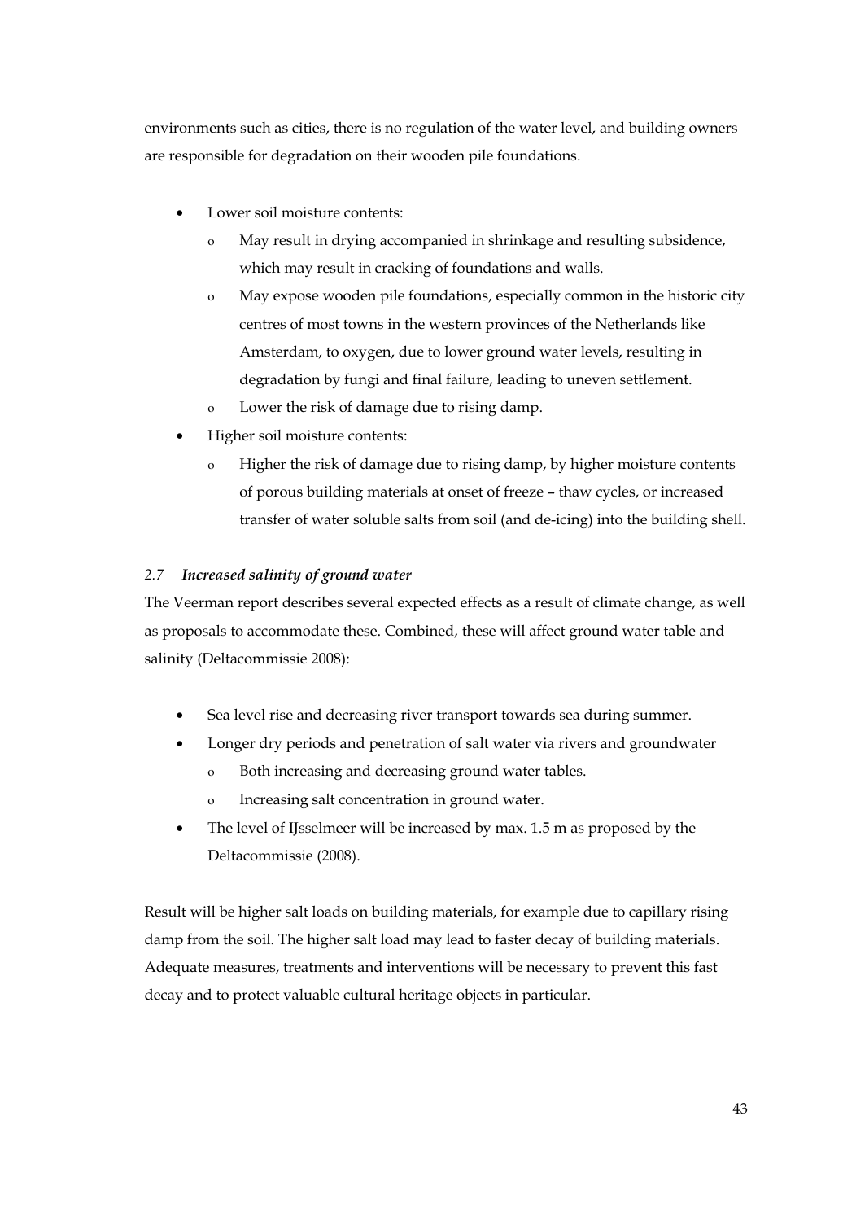environments such as cities, there is no regulation of the water level, and building owners are responsible for degradation on their wooden pile foundations.

- Lower soil moisture contents:
  - May result in drying accompanied in shrinkage and resulting subsidence, which may result in cracking of foundations and walls.
  - May expose wooden pile foundations, especially common in the historic city centres of most towns in the western provinces of the Netherlands like Amsterdam, to oxygen, due to lower ground water levels, resulting in degradation by fungi and final failure, leading to uneven settlement.
  - Lower the risk of damage due to rising damp.
- Higher soil moisture contents:
  - Higher the risk of damage due to rising damp, by higher moisture contents of porous building materials at onset of freeze – thaw cycles, or increased transfer of water soluble salts from soil (and de-icing) into the building shell.

### *2.7 Increased salinity of ground water*

The Veerman report describes several expected effects as a result of climate change, as well as proposals to accommodate these. Combined, these will affect ground water table and salinity (Deltacommissie 2008):

- Sea level rise and decreasing river transport towards sea during summer.
- Longer dry periods and penetration of salt water via rivers and groundwater
  - Both increasing and decreasing ground water tables.
  - Increasing salt concentration in ground water.
- The level of IJsselmeer will be increased by max. 1.5 m as proposed by the Deltacommissie (2008).

Result will be higher salt loads on building materials, for example due to capillary rising damp from the soil. The higher salt load may lead to faster decay of building materials. Adequate measures, treatments and interventions will be necessary to prevent this fast decay and to protect valuable cultural heritage objects in particular.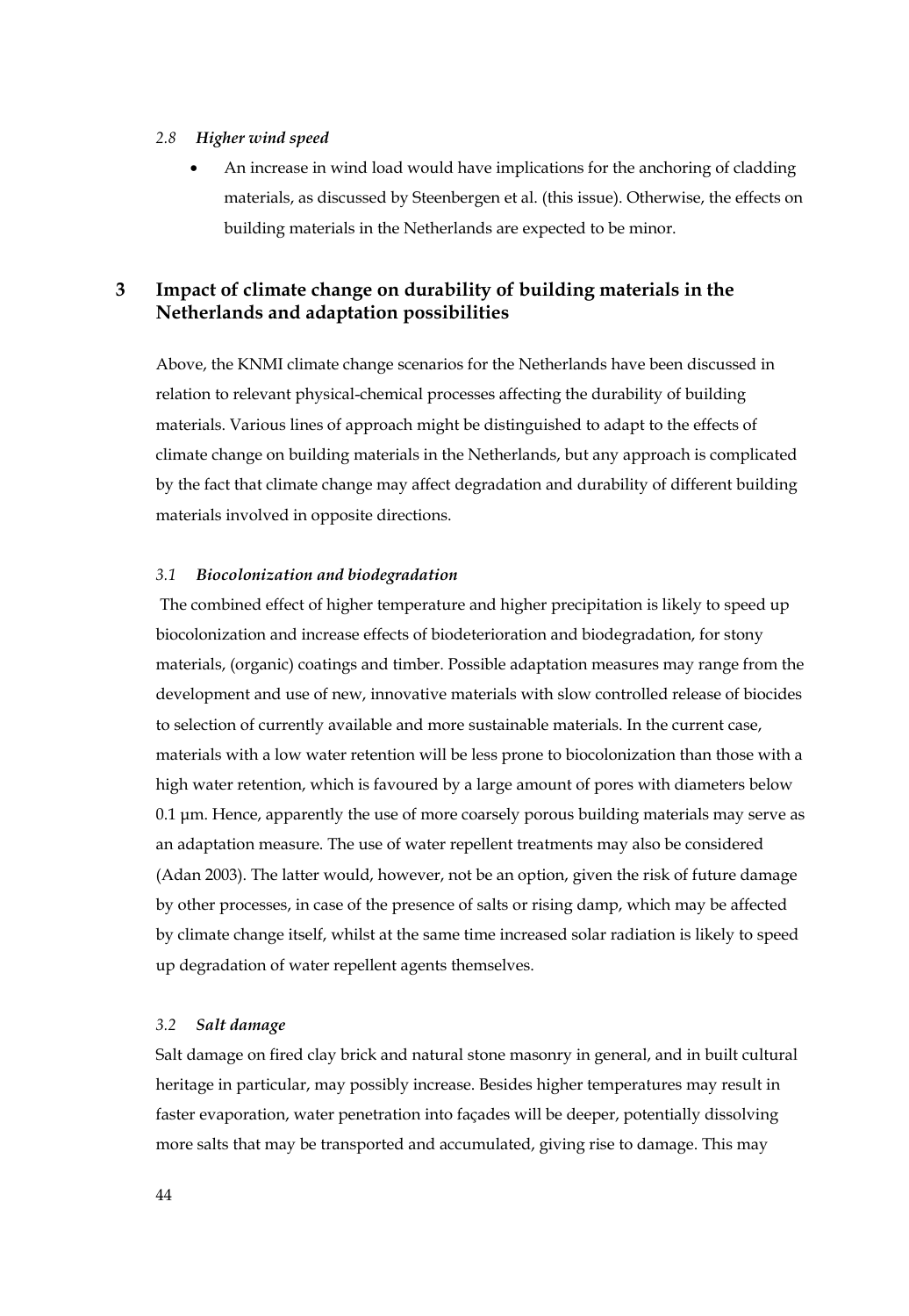### *2.8 Higher wind speed*

- An increase in wind load would have implications for the anchoring of cladding materials, as discussed by Steenbergen et al. (this issue). Otherwise, the effects on building materials in the Netherlands are expected to be minor.

## 3 Impact of climate change on durability of building materials in the Netherlands and adaptation possibilities

Above, the KNMI climate change scenarios for the Netherlands have been discussed in relation to relevant physical-chemical processes affecting the durability of building materials. Various lines of approach might be distinguished to adapt to the effects of climate change on building materials in the Netherlands, but any approach is complicated by the fact that climate change may affect degradation and durability of different building materials involved in opposite directions.

### *3.1 Biocolonization and biodegradation*

The combined effect of higher temperature and higher precipitation is likely to speed up biocolonization and increase effects of biodeterioration and biodegradation, for stony materials, (organic) coatings and timber. Possible adaptation measures may range from the development and use of new, innovative materials with slow controlled release of biocides to selection of currently available and more sustainable materials. In the current case, materials with a low water retention will be less prone to biocolonization than those with a high water retention, which is favoured by a large amount of pores with diameters below 0.1 µm. Hence, apparently the use of more coarsely porous building materials may serve as an adaptation measure. The use of water repellent treatments may also be considered (Adan 2003). The latter would, however, not be an option, given the risk of future damage by other processes, in case of the presence of salts or rising damp, which may be affected by climate change itself, whilst at the same time increased solar radiation is likely to speed up degradation of water repellent agents themselves.

### *3.2 Salt damage*

Salt damage on fired clay brick and natural stone masonry in general, and in built cultural heritage in particular, may possibly increase. Besides higher temperatures may result in faster evaporation, water penetration into façades will be deeper, potentially dissolving more salts that may be transported and accumulated, giving rise to damage. This may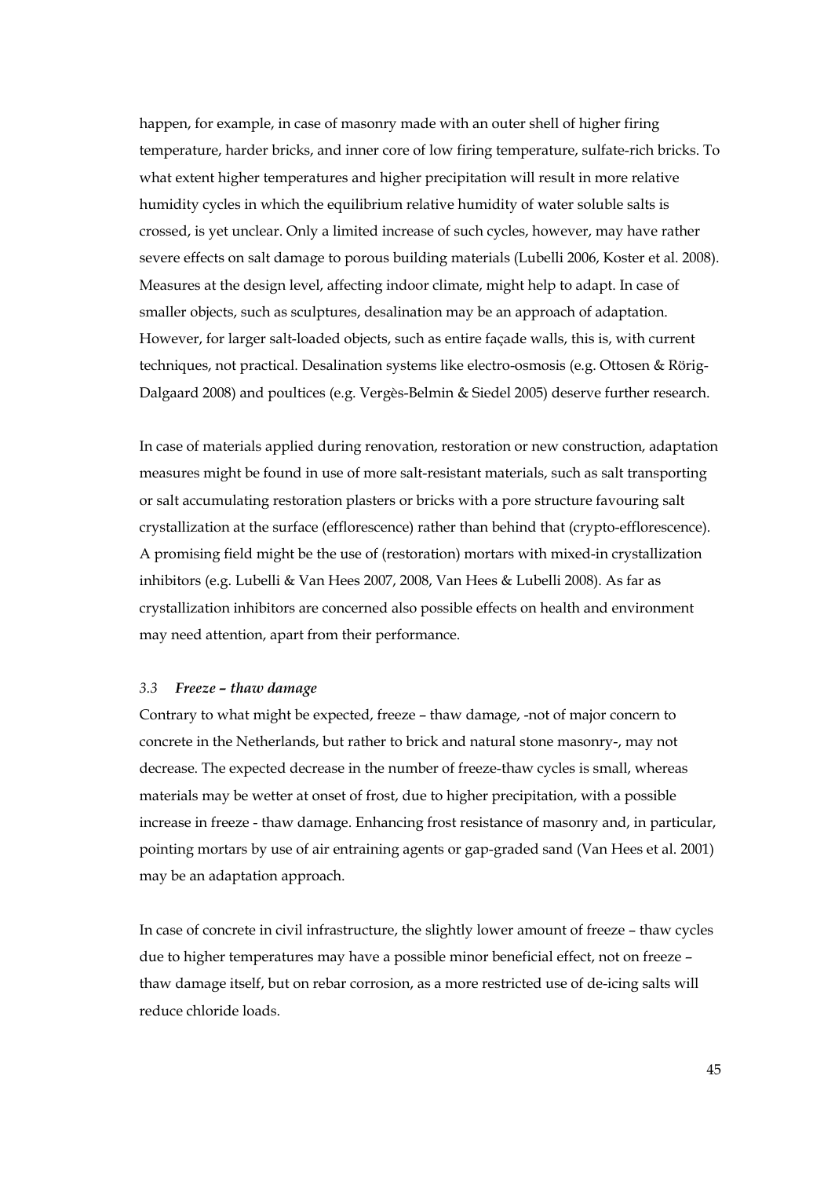happen, for example, in case of masonry made with an outer shell of higher firing temperature, harder bricks, and inner core of low firing temperature, sulfate-rich bricks. To what extent higher temperatures and higher precipitation will result in more relative humidity cycles in which the equilibrium relative humidity of water soluble salts is crossed, is yet unclear. Only a limited increase of such cycles, however, may have rather severe effects on salt damage to porous building materials (Lubelli 2006, Koster et al. 2008). Measures at the design level, affecting indoor climate, might help to adapt. In case of smaller objects, such as sculptures, desalination may be an approach of adaptation. However, for larger salt-loaded objects, such as entire façade walls, this is, with current techniques, not practical. Desalination systems like electro-osmosis (e.g. Ottosen & Rörig-Dalgaard 2008) and poultices (e.g. Vergès-Belmin & Siedel 2005) deserve further research.

In case of materials applied during renovation, restoration or new construction, adaptation measures might be found in use of more salt-resistant materials, such as salt transporting or salt accumulating restoration plasters or bricks with a pore structure favouring salt crystallization at the surface (efflorescence) rather than behind that (crypto-efflorescence). A promising field might be the use of (restoration) mortars with mixed-in crystallization inhibitors (e.g. Lubelli & Van Hees 2007, 2008, Van Hees & Lubelli 2008). As far as crystallization inhibitors are concerned also possible effects on health and environment may need attention, apart from their performance.

### *3.3 Freeze – thaw damage*

Contrary to what might be expected, freeze – thaw damage, -not of major concern to concrete in the Netherlands, but rather to brick and natural stone masonry-, may not decrease. The expected decrease in the number of freeze-thaw cycles is small, whereas materials may be wetter at onset of frost, due to higher precipitation, with a possible increase in freeze - thaw damage. Enhancing frost resistance of masonry and, in particular, pointing mortars by use of air entraining agents or gap-graded sand (Van Hees et al. 2001) may be an adaptation approach.

In case of concrete in civil infrastructure, the slightly lower amount of freeze – thaw cycles due to higher temperatures may have a possible minor beneficial effect, not on freeze – thaw damage itself, but on rebar corrosion, as a more restricted use of de-icing salts will reduce chloride loads.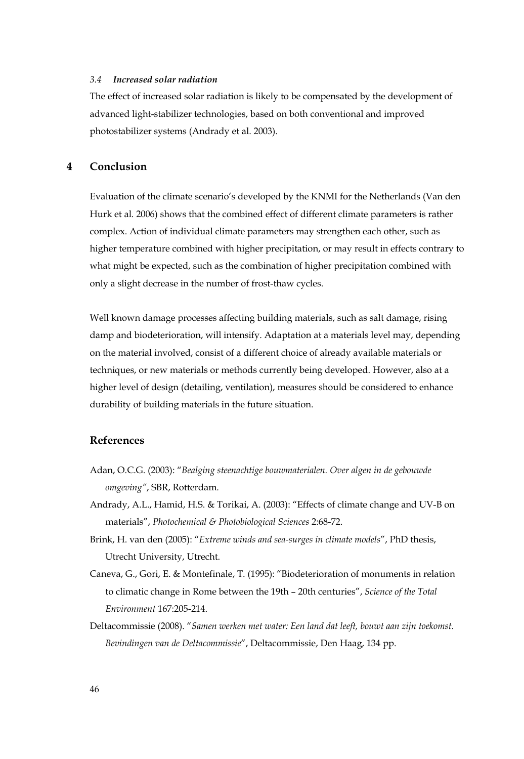### *3.4 Increased solar radiation*

The effect of increased solar radiation is likely to be compensated by the development of advanced light-stabilizer technologies, based on both conventional and improved photostabilizer systems (Andrady et al. 2003).

## 4 Conclusion

Evaluation of the climate scenario's developed by the KNMI for the Netherlands (Van den Hurk et al. 2006) shows that the combined effect of different climate parameters is rather complex. Action of individual climate parameters may strengthen each other, such as higher temperature combined with higher precipitation, or may result in effects contrary to what might be expected, such as the combination of higher precipitation combined with only a slight decrease in the number of frost-thaw cycles.

Well known damage processes affecting building materials, such as salt damage, rising damp and biodeterioration, will intensify. Adaptation at a materials level may, depending on the material involved, consist of a different choice of already available materials or techniques, or new materials or methods currently being developed. However, also at a higher level of design (detailing, ventilation), measures should be considered to enhance durability of building materials in the future situation.

## References

Adan, O.C.G. (2003): "*Bealging steenachtige bouwmaterialen. Over algen in de gebouwde omgeving"*, SBR, Rotterdam.

Andrady, A.L., Hamid, H.S. & Torikai, A. (2003): "Effects of climate change and UV-B on materials", *Photochemical & Photobiological Sciences* 2:68-72.

Brink, H. van den (2005): "*Extreme winds and sea-surges in climate models*", PhD thesis, Utrecht University, Utrecht.

Caneva, G., Gori, E. & Montefinale, T. (1995): "Biodeterioration of monuments in relation to climatic change in Rome between the 19th – 20th centuries", *Science of the Total Environment* 167:205-214.

Deltacommissie (2008). "*Samen werken met water: Een land dat leeft, bouwt aan zijn toekomst. Bevindingen van de Deltacommissie*", Deltacommissie, Den Haag, 134 pp.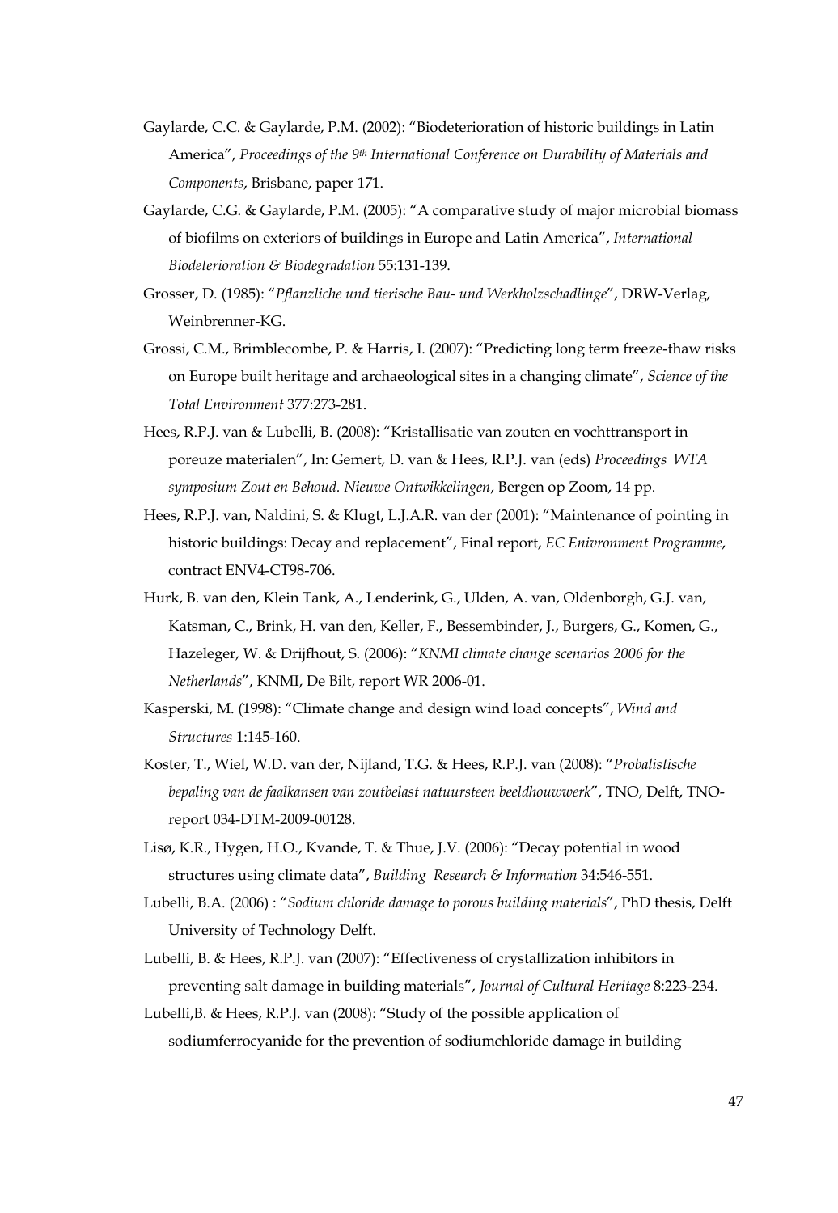Gaylarde, C.C. & Gaylarde, P.M. (2002): "Biodeterioration of historic buildings in Latin America", *Proceedings of the 9th International Conference on Durability of Materials and Components*, Brisbane, paper 171.

Gaylarde, C.G. & Gaylarde, P.M. (2005): "A comparative study of major microbial biomass of biofilms on exteriors of buildings in Europe and Latin America", *International Biodeterioration & Biodegradation* 55:131-139.

Grosser, D. (1985): "*Pflanzliche und tierische Bau- und Werkholzschadlinge*", DRW-Verlag, Weinbrenner-KG.

Grossi, C.M., Brimblecombe, P. & Harris, I. (2007): "Predicting long term freeze-thaw risks on Europe built heritage and archaeological sites in a changing climate", *Science of the Total Environment* 377:273-281.

Hees, R.P.J. van & Lubelli, B. (2008): "Kristallisatie van zouten en vochttransport in poreuze materialen", In: Gemert, D. van & Hees, R.P.J. van (eds) *Proceedings WTA symposium Zout en Behoud. Nieuwe Ontwikkelingen*, Bergen op Zoom, 14 pp.

Hees, R.P.J. van, Naldini, S. & Klugt, L.J.A.R. van der (2001): "Maintenance of pointing in historic buildings: Decay and replacement", Final report, *EC Enivronment Programme*, contract ENV4-CT98-706.

Hurk, B. van den, Klein Tank, A., Lenderink, G., Ulden, A. van, Oldenborgh, G.J. van, Katsman, C., Brink, H. van den, Keller, F., Bessembinder, J., Burgers, G., Komen, G., Hazeleger, W. & Drijfhout, S. (2006): "*KNMI climate change scenarios 2006 for the Netherlands*", KNMI, De Bilt, report WR 2006-01.

Kasperski, M. (1998): "Climate change and design wind load concepts", *Wind and Structures* 1:145-160.

Koster, T., Wiel, W.D. van der, Nijland, T.G. & Hees, R.P.J. van (2008): "*Probalistische bepaling van de faalkansen van zoutbelast natuursteen beeldhouwwerk*", TNO, Delft, TNO-report 034-DTM-2009-00128.

Lisø, K.R., Hygen, H.O., Kvande, T. & Thue, J.V. (2006): "Decay potential in wood structures using climate data", *Building Research & Information* 34:546-551.

Lubelli, B.A. (2006) : "*Sodium chloride damage to porous building materials*", PhD thesis, Delft University of Technology Delft.

Lubelli, B. & Hees, R.P.J. van (2007): "Effectiveness of crystallization inhibitors in preventing salt damage in building materials", *Journal of Cultural Heritage* 8:223-234.

Lubelli,B. & Hees, R.P.J. van (2008): "Study of the possible application of sodiumferrocyanide for the prevention of sodiumchloride damage in building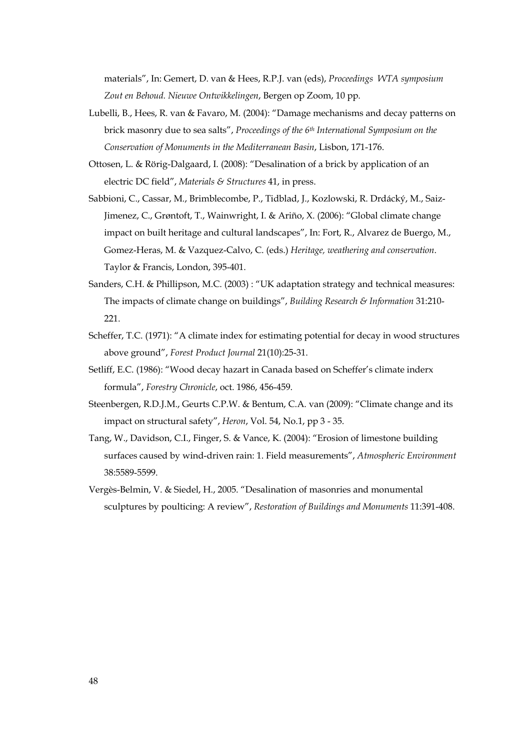materials", In: Gemert, D. van & Hees, R.P.J. van (eds), *Proceedings WTA symposium Zout en Behoud. Nieuwe Ontwikkelingen*, Bergen op Zoom, 10 pp.

Lubelli, B., Hees, R. van & Favaro, M. (2004): "Damage mechanisms and decay patterns on brick masonry due to sea salts", *Proceedings of the 6th International Symposium on the Conservation of Monuments in the Mediterranean Basin*, Lisbon, 171-176.

Ottosen, L. & Rörig-Dalgaard, I. (2008): "Desalination of a brick by application of an electric DC field", *Materials & Structures* 41, in press.

Sabbioni, C., Cassar, M., Brimblecombe, P., Tidblad, J., Kozlowski, R. Drdácký, M., Saiz-Jimenez, C., Grøntoft, T., Wainwright, I. & Ariño, X. (2006): "Global climate change impact on built heritage and cultural landscapes", In: Fort, R., Alvarez de Buergo, M., Gomez-Heras, M. & Vazquez-Calvo, C. (eds.) *Heritage, weathering and conservation*. Taylor & Francis, London, 395-401.

Sanders, C.H. & Phillipson, M.C. (2003) : "UK adaptation strategy and technical measures: The impacts of climate change on buildings", *Building Research & Information* 31:210-221.

Scheffer, T.C. (1971): "A climate index for estimating potential for decay in wood structures above ground", *Forest Product Journal* 21(10):25-31.

Setliff, E.C. (1986): "Wood decay hazart in Canada based on Scheffer's climate inderx formula", *Forestry Chronicle*, oct. 1986, 456-459.

Steenbergen, R.D.J.M., Geurts C.P.W. & Bentum, C.A. van (2009): "Climate change and its impact on structural safety", *Heron*, Vol. 54, No.1, pp 3 - 35.

Tang, W., Davidson, C.I., Finger, S. & Vance, K. (2004): "Erosion of limestone building surfaces caused by wind-driven rain: 1. Field measurements", *Atmospheric Environment* 38:5589-5599.

Vergès-Belmin, V. & Siedel, H., 2005. "Desalination of masonries and monumental sculptures by poulticing: A review", *Restoration of Buildings and Monuments* 11:391-408.